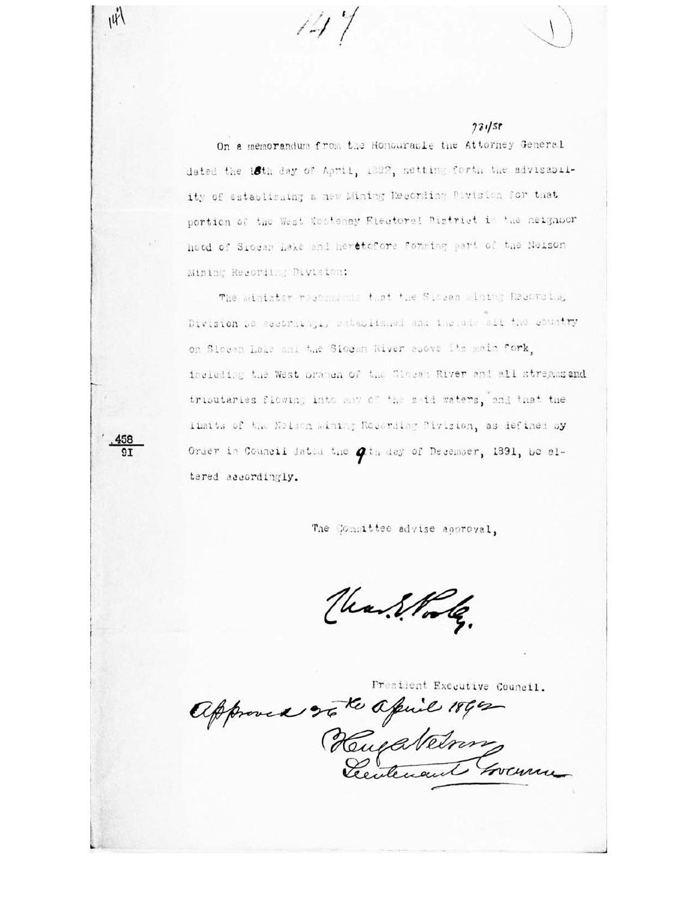731/58

On a memorandum from the Honourable the Attorney General dated the 18th day of April, 1892, setting forth the advisability of establishing a new Mining Recording Division for that portion of the West Kootenay Electoral District in the neighbor hood of Slocan Lake and heretofore forming part of the Nelson Mining Recording Division:

The Minister recommends that the Slocan Mining Recording Division be accordingly established and include "all the country on Slocan Lake and the Slocan River above its main fork, including the West branch of the Slocan River and all streams and tributaries flowing into any of the said waters," and that the limits of the Nelson Mining Recording Division, as defined by Order in Council dated the 9th day of December, 1891, be altered accordingly.

458
91

The Committee advise approval,

Chas. E. Pooley.

President Executive Council.

Approved 26th April 1892

Hugh Nelson
Lieutenant Governor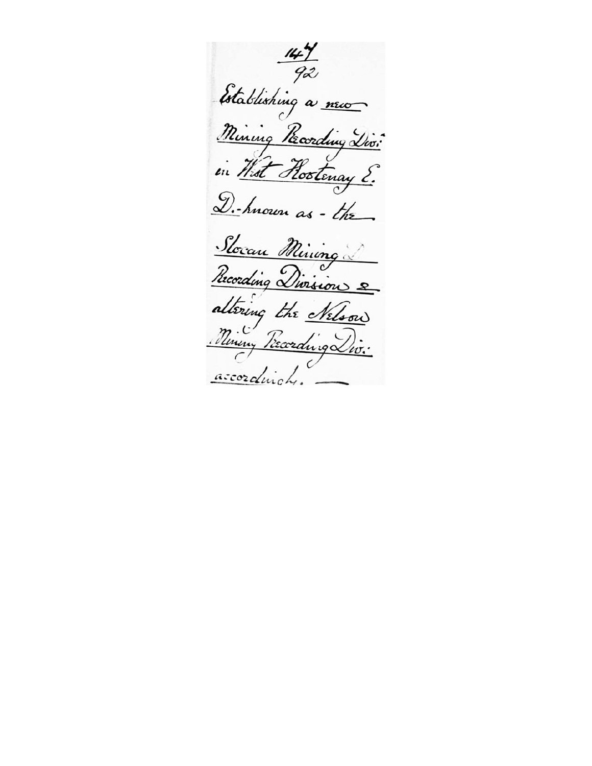147/92

Establishing a new Mining Recording Div: in West Kootenay E. D. - known as - the Slocan Mining D Recording Division & altering the Nelson Mining Recording Div: accordingly.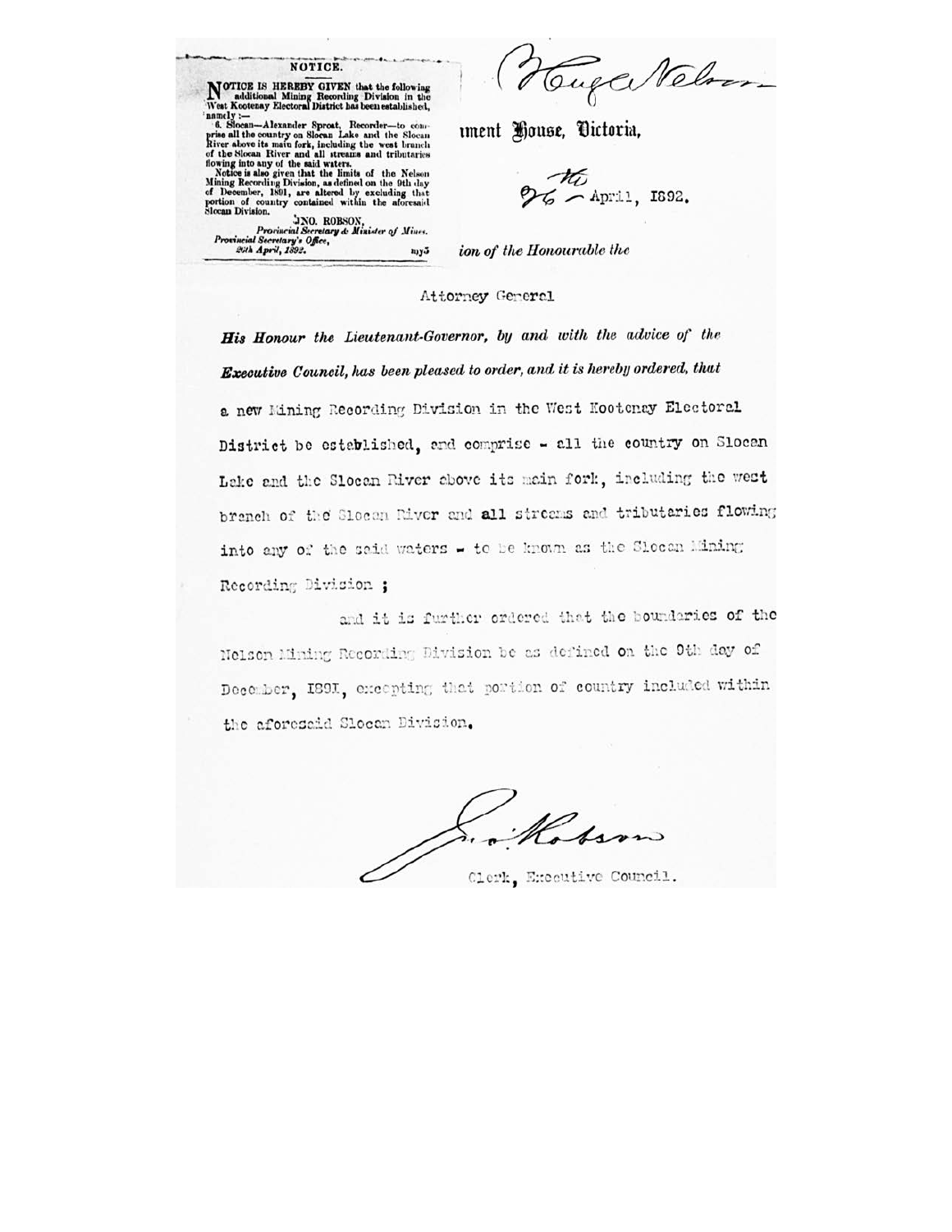## NOTICE.

NOTICE IS HEREBY GIVEN that the following additional Mining Recording Division in the West Kootenay Electoral District has been established, namely:—

6. Slocan—Alexander Sproat, Recorder—to comprise all the country on Slocan Lake and the Slocan River above its main fork, including the west branch of the Slocan River and all streams and tributaries flowing into any of the said waters.

Notice is also given that the limits of the Nelson Mining Recording Division, as defined on the 9th day of December, 1891, are altered by excluding that portion of country contained within the aforesaid Slocan Division.

JNO. ROBSON,
*Provincial Secretary & Minister of Mines.*

*Provincial Secretary's Office,*
*26th April, 1892.* my5

Hugh Nelson

...ment House, Victoria,

26th April, 1892.

...*ion of the Honourable the*

Attorney General

***His Honour the Lieutenant-Governor, by and with the advice of the Executive Council, has been pleased to order, and it is hereby ordered, that***

a new Mining Recording Division in the West Kootenay Electoral District be established, and comprise - all the country on Slocan Lake and the Slocan River above its main fork, including the west branch of the Slocan River and all streams and tributaries flowing into any of the said waters - to be known as the Slocan Mining Recording Division ;

and it is further ordered that the boundaries of the Nelson Mining Recording Division be as defined on the 9th day of December, 1891, excepting that portion of country included within the aforesaid Slocan Division.

Jno. Robson

Clerk, Executive Council.